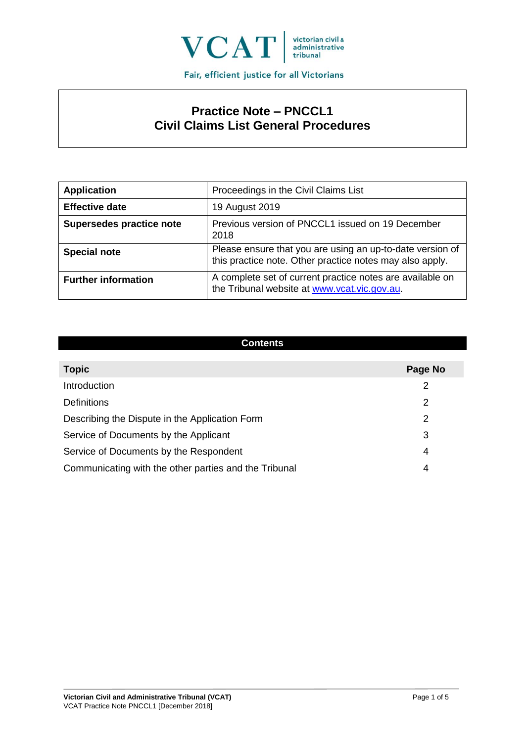VCAT | victorian civil & administrative tribunal

Fair, efficient justice for all Victorians

# Practice Note – PNCCL1
# Civil Claims List General Procedures

| **Application** | Proceedings in the Civil Claims List |
|---|---|
| **Effective date** | 19 August 2019 |
| **Supersedes practice note** | Previous version of PNCCL1 issued on 19 December 2018 |
| **Special note** | Please ensure that you are using an up-to-date version of this practice note. Other practice notes may also apply. |
| **Further information** | A complete set of current practice notes are available on the Tribunal website at www.vcat.vic.gov.au. |

## Contents

| Topic | Page No |
|---|---|
| Introduction | 2 |
| Definitions | 2 |
| Describing the Dispute in the Application Form | 2 |
| Service of Documents by the Applicant | 3 |
| Service of Documents by the Respondent | 4 |
| Communicating with the other parties and the Tribunal | 4 |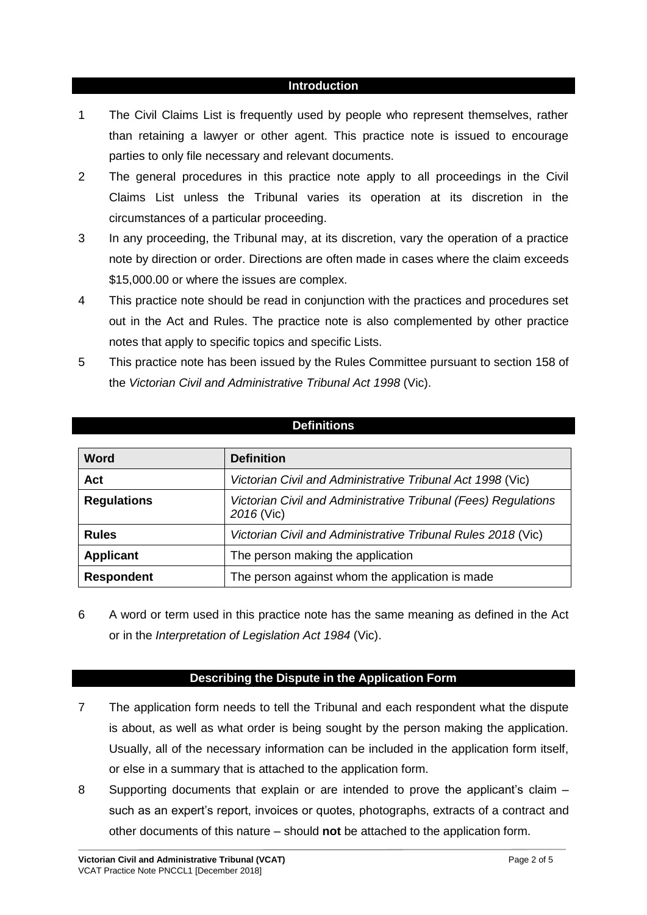## Introduction

1 The Civil Claims List is frequently used by people who represent themselves, rather than retaining a lawyer or other agent. This practice note is issued to encourage parties to only file necessary and relevant documents.

2 The general procedures in this practice note apply to all proceedings in the Civil Claims List unless the Tribunal varies its operation at its discretion in the circumstances of a particular proceeding.

3 In any proceeding, the Tribunal may, at its discretion, vary the operation of a practice note by direction or order. Directions are often made in cases where the claim exceeds $15,000.00 or where the issues are complex.

4 This practice note should be read in conjunction with the practices and procedures set out in the Act and Rules. The practice note is also complemented by other practice notes that apply to specific topics and specific Lists.

5 This practice note has been issued by the Rules Committee pursuant to section 158 of the *Victorian Civil and Administrative Tribunal Act 1998* (Vic).

## Definitions

| Word | Definition |
| --- | --- |
| **Act** | *Victorian Civil and Administrative Tribunal Act 1998* (Vic) |
| **Regulations** | *Victorian Civil and Administrative Tribunal (Fees) Regulations 2016* (Vic) |
| **Rules** | *Victorian Civil and Administrative Tribunal Rules 2018* (Vic) |
| **Applicant** | The person making the application |
| **Respondent** | The person against whom the application is made |

6 A word or term used in this practice note has the same meaning as defined in the Act or in the *Interpretation of Legislation Act 1984* (Vic).

## Describing the Dispute in the Application Form

7 The application form needs to tell the Tribunal and each respondent what the dispute is about, as well as what order is being sought by the person making the application. Usually, all of the necessary information can be included in the application form itself, or else in a summary that is attached to the application form.

8 Supporting documents that explain or are intended to prove the applicant's claim – such as an expert's report, invoices or quotes, photographs, extracts of a contract and other documents of this nature – should **not** be attached to the application form.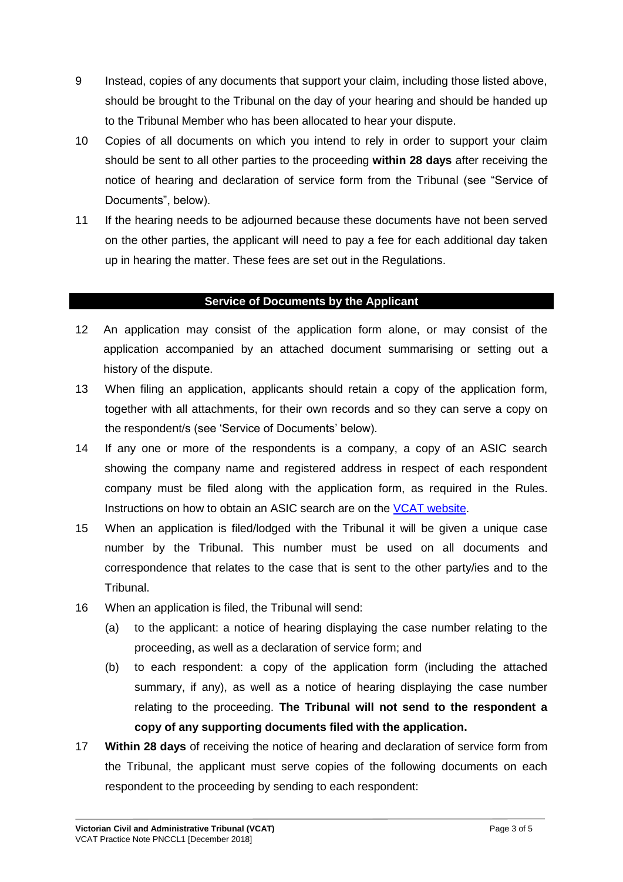9 Instead, copies of any documents that support your claim, including those listed above, should be brought to the Tribunal on the day of your hearing and should be handed up to the Tribunal Member who has been allocated to hear your dispute.

10 Copies of all documents on which you intend to rely in order to support your claim should be sent to all other parties to the proceeding **within 28 days** after receiving the notice of hearing and declaration of service form from the Tribunal (see "Service of Documents", below).

11 If the hearing needs to be adjourned because these documents have not been served on the other parties, the applicant will need to pay a fee for each additional day taken up in hearing the matter. These fees are set out in the Regulations.

## Service of Documents by the Applicant

12 An application may consist of the application form alone, or may consist of the application accompanied by an attached document summarising or setting out a history of the dispute.

13 When filing an application, applicants should retain a copy of the application form, together with all attachments, for their own records and so they can serve a copy on the respondent/s (see 'Service of Documents' below).

14 If any one or more of the respondents is a company, a copy of an ASIC search showing the company name and registered address in respect of each respondent company must be filed along with the application form, as required in the Rules. Instructions on how to obtain an ASIC search are on the VCAT website.

15 When an application is filed/lodged with the Tribunal it will be given a unique case number by the Tribunal. This number must be used on all documents and correspondence that relates to the case that is sent to the other party/ies and to the Tribunal.

16 When an application is filed, the Tribunal will send:

(a) to the applicant: a notice of hearing displaying the case number relating to the proceeding, as well as a declaration of service form; and

(b) to each respondent: a copy of the application form (including the attached summary, if any), as well as a notice of hearing displaying the case number relating to the proceeding. **The Tribunal will not send to the respondent a copy of any supporting documents filed with the application.**

17 **Within 28 days** of receiving the notice of hearing and declaration of service form from the Tribunal, the applicant must serve copies of the following documents on each respondent to the proceeding by sending to each respondent: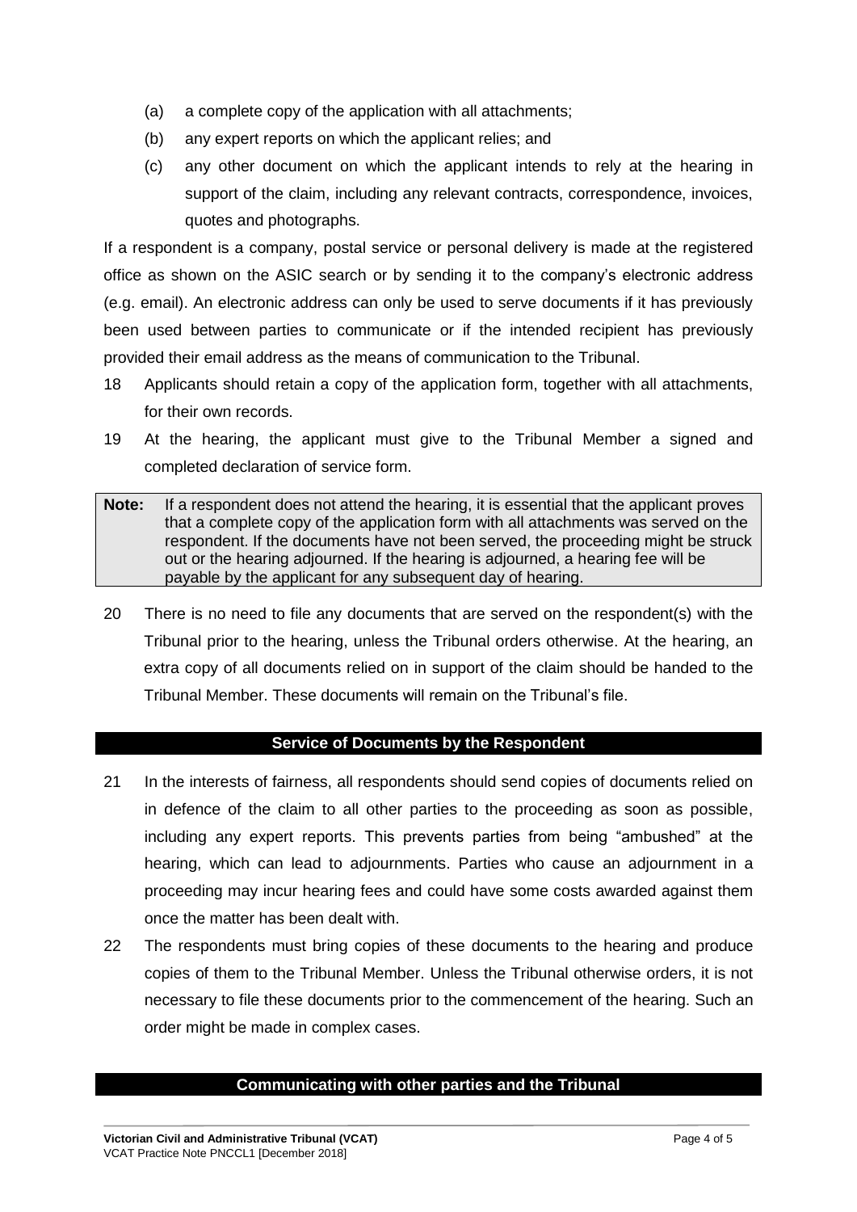(a) a complete copy of the application with all attachments;

(b) any expert reports on which the applicant relies; and

(c) any other document on which the applicant intends to rely at the hearing in support of the claim, including any relevant contracts, correspondence, invoices, quotes and photographs.

If a respondent is a company, postal service or personal delivery is made at the registered office as shown on the ASIC search or by sending it to the company's electronic address (e.g. email). An electronic address can only be used to serve documents if it has previously been used between parties to communicate or if the intended recipient has previously provided their email address as the means of communication to the Tribunal.

18 Applicants should retain a copy of the application form, together with all attachments, for their own records.

19 At the hearing, the applicant must give to the Tribunal Member a signed and completed declaration of service form.

> **Note:** If a respondent does not attend the hearing, it is essential that the applicant proves that a complete copy of the application form with all attachments was served on the respondent. If the documents have not been served, the proceeding might be struck out or the hearing adjourned. If the hearing is adjourned, a hearing fee will be payable by the applicant for any subsequent day of hearing.

20 There is no need to file any documents that are served on the respondent(s) with the Tribunal prior to the hearing, unless the Tribunal orders otherwise. At the hearing, an extra copy of all documents relied on in support of the claim should be handed to the Tribunal Member. These documents will remain on the Tribunal's file.

## Service of Documents by the Respondent

21 In the interests of fairness, all respondents should send copies of documents relied on in defence of the claim to all other parties to the proceeding as soon as possible, including any expert reports. This prevents parties from being "ambushed" at the hearing, which can lead to adjournments. Parties who cause an adjournment in a proceeding may incur hearing fees and could have some costs awarded against them once the matter has been dealt with.

22 The respondents must bring copies of these documents to the hearing and produce copies of them to the Tribunal Member. Unless the Tribunal otherwise orders, it is not necessary to file these documents prior to the commencement of the hearing. Such an order might be made in complex cases.

## Communicating with other parties and the Tribunal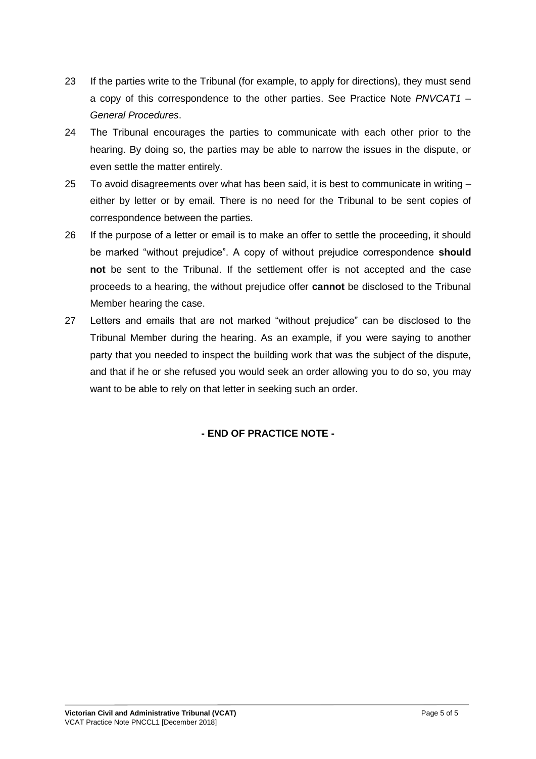23 If the parties write to the Tribunal (for example, to apply for directions), they must send a copy of this correspondence to the other parties. See Practice Note *PNVCAT1 – General Procedures*.

24 The Tribunal encourages the parties to communicate with each other prior to the hearing. By doing so, the parties may be able to narrow the issues in the dispute, or even settle the matter entirely.

25 To avoid disagreements over what has been said, it is best to communicate in writing – either by letter or by email. There is no need for the Tribunal to be sent copies of correspondence between the parties.

26 If the purpose of a letter or email is to make an offer to settle the proceeding, it should be marked "without prejudice". A copy of without prejudice correspondence **should not** be sent to the Tribunal. If the settlement offer is not accepted and the case proceeds to a hearing, the without prejudice offer **cannot** be disclosed to the Tribunal Member hearing the case.

27 Letters and emails that are not marked "without prejudice" can be disclosed to the Tribunal Member during the hearing. As an example, if you were saying to another party that you needed to inspect the building work that was the subject of the dispute, and that if he or she refused you would seek an order allowing you to do so, you may want to be able to rely on that letter in seeking such an order.

**- END OF PRACTICE NOTE -**